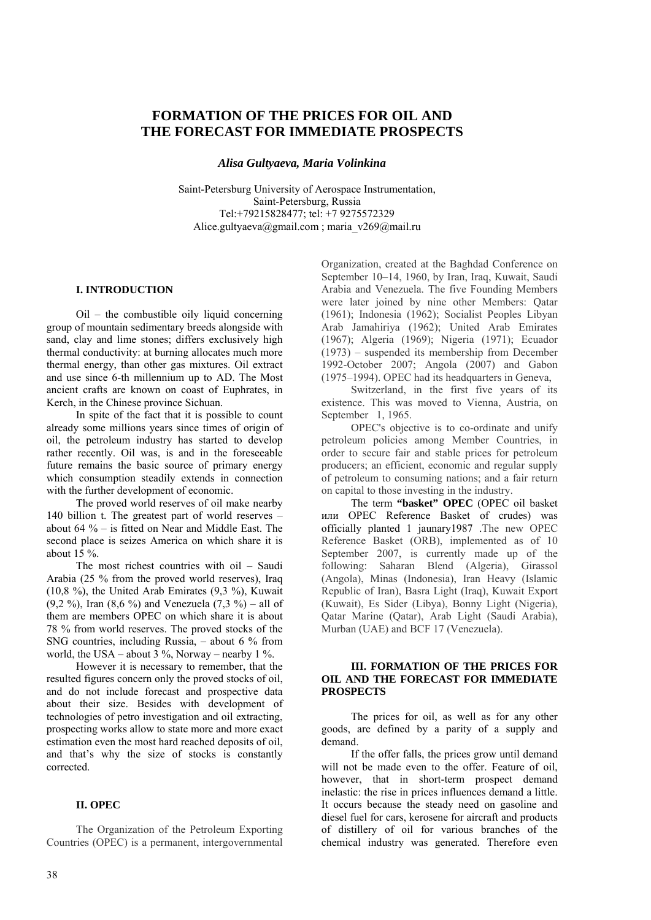# FORMATION OF THE PRICES FOR OIL AND THE FORECAST FOR IMMEDIATE PROSPECTS

***Alisa Gultyaeva, Maria Volinkina***

Saint-Petersburg University of Aerospace Instrumentation,
Saint-Petersburg, Russia
Tel:+79215828477; tel: +7 9275572329
Alice.gultyaeva@gmail.com ; maria_v269@mail.ru

## I. INTRODUCTION

Oil – the combustible oily liquid concerning group of mountain sedimentary breeds alongside with sand, clay and lime stones; differs exclusively high thermal conductivity: at burning allocates much more thermal energy, than other gas mixtures. Oil extract and use since 6-th millennium up to AD. The Most ancient crafts are known on coast of Euphrates, in Kerch, in the Chinese province Sichuan.

In spite of the fact that it is possible to count already some millions years since times of origin of oil, the petroleum industry has started to develop rather recently. Oil was, is and in the foreseeable future remains the basic source of primary energy which consumption steadily extends in connection with the further development of economic.

The proved world reserves of oil make nearby 140 billion t. The greatest part of world reserves – about 64 % – is fitted on Near and Middle East. The second place is seizes America on which share it is about 15 %.

The most richest countries with oil – Saudi Arabia (25 % from the proved world reserves), Iraq (10,8 %), the United Arab Emirates (9,3 %), Kuwait (9,2 %), Iran (8,6 %) and Venezuela (7,3 %) – all of them are members OPEC on which share it is about 78 % from world reserves. The proved stocks of the SNG countries, including Russia, – about 6 % from world, the USA – about 3 %, Norway – nearby 1 %.

However it is necessary to remember, that the resulted figures concern only the proved stocks of oil, and do not include forecast and prospective data about their size. Besides with development of technologies of petro investigation and oil extracting, prospecting works allow to state more and more exact estimation even the most hard reached deposits of oil, and that's why the size of stocks is constantly corrected.

## II. OPEC

The Organization of the Petroleum Exporting Countries (OPEC) is a permanent, intergovernmental Organization, created at the Baghdad Conference on September 10–14, 1960, by Iran, Iraq, Kuwait, Saudi Arabia and Venezuela. The five Founding Members were later joined by nine other Members: Qatar (1961); Indonesia (1962); Socialist Peoples Libyan Arab Jamahiriya (1962); United Arab Emirates (1967); Algeria (1969); Nigeria (1971); Ecuador (1973) – suspended its membership from December 1992-October 2007; Angola (2007) and Gabon (1975–1994). OPEC had its headquarters in Geneva,

Switzerland, in the first five years of its existence. This was moved to Vienna, Austria, on September 1, 1965.

OPEC's objective is to co-ordinate and unify petroleum policies among Member Countries, in order to secure fair and stable prices for petroleum producers; an efficient, economic and regular supply of petroleum to consuming nations; and a fair return on capital to those investing in the industry.

The term **"basket" OPEC** (OPEC oil basket или OPEC Reference Basket of crudes) was officially planted 1 jaunary1987 .The new OPEC Reference Basket (ORB), implemented as of 10 September 2007, is currently made up of the following: Saharan Blend (Algeria), Girassol (Angola), Minas (Indonesia), Iran Heavy (Islamic Republic of Iran), Basra Light (Iraq), Kuwait Export (Kuwait), Es Sider (Libya), Bonny Light (Nigeria), Qatar Marine (Qatar), Arab Light (Saudi Arabia), Murban (UAE) and BCF 17 (Venezuela).

## III. FORMATION OF THE PRICES FOR OIL AND THE FORECAST FOR IMMEDIATE PROSPECTS

The prices for oil, as well as for any other goods, are defined by a parity of a supply and demand.

If the offer falls, the prices grow until demand will not be made even to the offer. Feature of oil, however, that in short-term prospect demand inelastic: the rise in prices influences demand a little. It occurs because the steady need on gasoline and diesel fuel for cars, kerosene for aircraft and products of distillery of oil for various branches of the chemical industry was generated. Therefore even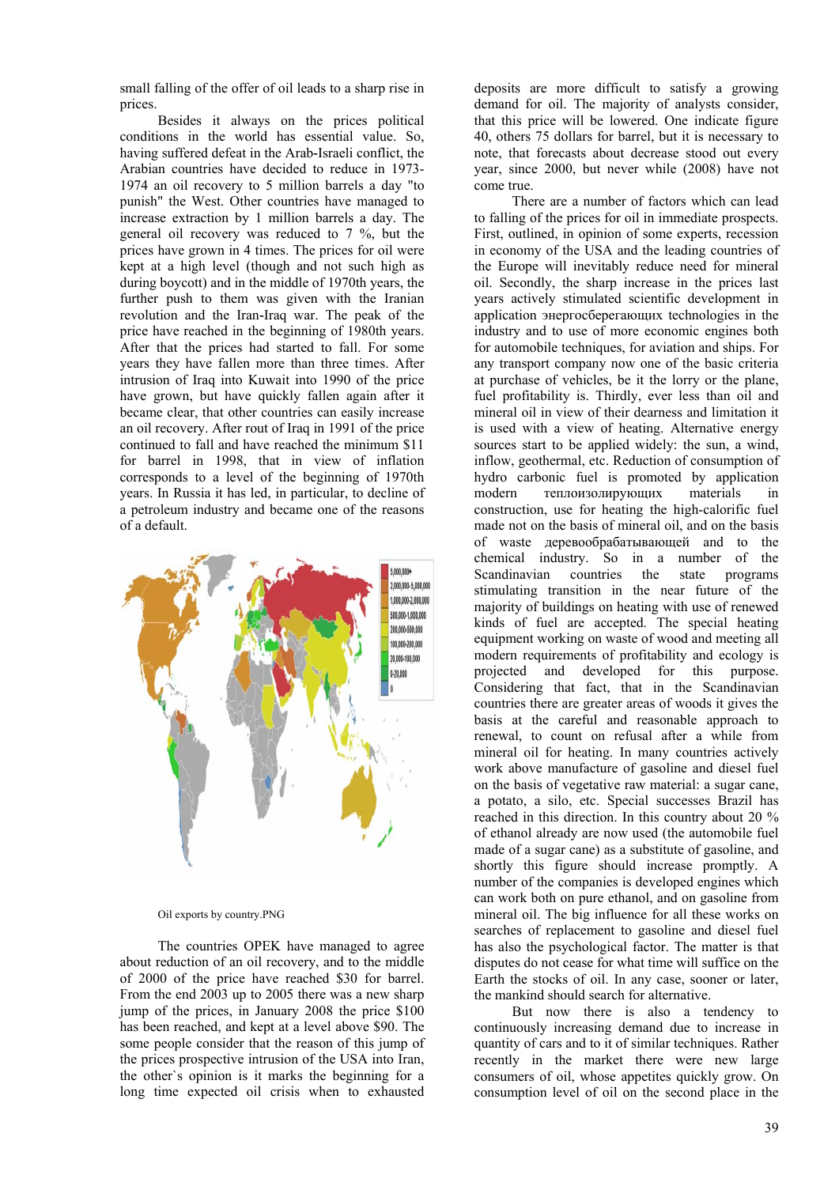small falling of the offer of oil leads to a sharp rise in prices.

Besides it always on the prices political conditions in the world has essential value. So, having suffered defeat in the Arab-Israeli conflict, the Arabian countries have decided to reduce in 1973-1974 an oil recovery to 5 million barrels a day "to punish" the West. Other countries have managed to increase extraction by 1 million barrels a day. The general oil recovery was reduced to 7 %, but the prices have grown in 4 times. The prices for oil were kept at a high level (though and not such high as during boycott) and in the middle of 1970th years, the further push to them was given with the Iranian revolution and the Iran-Iraq war. The peak of the price have reached in the beginning of 1980th years. After that the prices had started to fall. For some years they have fallen more than three times. After intrusion of Iraq into Kuwait into 1990 of the price have grown, but have quickly fallen again after it became clear, that other countries can easily increase an oil recovery. After rout of Iraq in 1991 of the price continued to fall and have reached the minimum $11 for barrel in 1998, that in view of inflation corresponds to a level of the beginning of 1970th years. In Russia it has led, in particular, to decline of a petroleum industry and became one of the reasons of a default.

Oil exports by country.PNG

The countries OPEK have managed to agree about reduction of an oil recovery, and to the middle of 2000 of the price have reached $30 for barrel. From the end 2003 up to 2005 there was a new sharp jump of the prices, in January 2008 the price $100 has been reached, and kept at a level above $90. The some people consider that the reason of this jump of the prices prospective intrusion of the USA into Iran, the other`s opinion is it marks the beginning for a long time expected oil crisis when to exhausted deposits are more difficult to satisfy a growing demand for oil. The majority of analysts consider, that this price will be lowered. One indicate figure 40, others 75 dollars for barrel, but it is necessary to note, that forecasts about decrease stood out every year, since 2000, but never while (2008) have not come true.

There are a number of factors which can lead to falling of the prices for oil in immediate prospects. First, outlined, in opinion of some experts, recession in economy of the USA and the leading countries of the Europe will inevitably reduce need for mineral oil. Secondly, the sharp increase in the prices last years actively stimulated scientific development in application энергосберегающих technologies in the industry and to use of more economic engines both for automobile techniques, for aviation and ships. For any transport company now one of the basic criteria at purchase of vehicles, be it the lorry or the plane, fuel profitability is. Thirdly, ever less than oil and mineral oil in view of their dearness and limitation it is used with a view of heating. Alternative energy sources start to be applied widely: the sun, a wind, inflow, geothermal, etc. Reduction of consumption of hydro carbonic fuel is promoted by application modern теплоизолирующих materials in construction, use for heating the high-calorific fuel made not on the basis of mineral oil, and on the basis of waste деревообрабатывающей and to the chemical industry. So in a number of the Scandinavian countries the state programs stimulating transition in the near future of the majority of buildings on heating with use of renewed kinds of fuel are accepted. The special heating equipment working on waste of wood and meeting all modern requirements of profitability and ecology is projected and developed for this purpose. Considering that fact, that in the Scandinavian countries there are greater areas of woods it gives the basis at the careful and reasonable approach to renewal, to count on refusal after a while from mineral oil for heating. In many countries actively work above manufacture of gasoline and diesel fuel on the basis of vegetative raw material: a sugar cane, a potato, a silo, etc. Special successes Brazil has reached in this direction. In this country about 20 % of ethanol already are now used (the automobile fuel made of a sugar cane) as a substitute of gasoline, and shortly this figure should increase promptly. A number of the companies is developed engines which can work both on pure ethanol, and on gasoline from mineral oil. The big influence for all these works on searches of replacement to gasoline and diesel fuel has also the psychological factor. The matter is that disputes do not cease for what time will suffice on the Earth the stocks of oil. In any case, sooner or later, the mankind should search for alternative.

But now there is also a tendency to continuously increasing demand due to increase in quantity of cars and to it of similar techniques. Rather recently in the market there were new large consumers of oil, whose appetites quickly grow. On consumption level of oil on the second place in the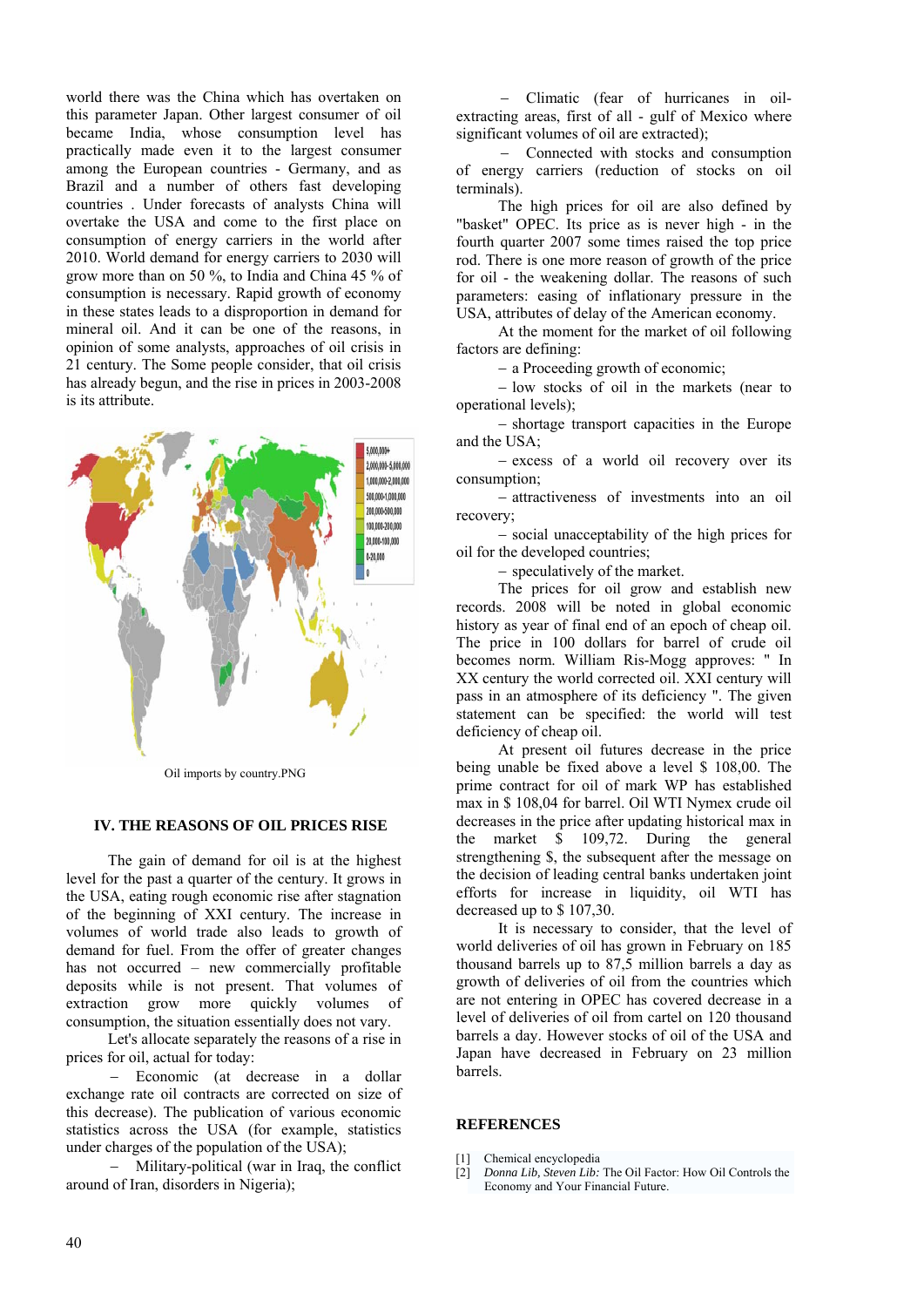world there was the China which has overtaken on this parameter Japan. Other largest consumer of oil became India, whose consumption level has practically made even it to the largest consumer among the European countries - Germany, and as Brazil and a number of others fast developing countries . Under forecasts of analysts China will overtake the USA and come to the first place on consumption of energy carriers in the world after 2010. World demand for energy carriers to 2030 will grow more than on 50 %, to India and China 45 % of consumption is necessary. Rapid growth of economy in these states leads to a disproportion in demand for mineral oil. And it can be one of the reasons, in opinion of some analysts, approaches of oil crisis in 21 century. The Some people consider, that oil crisis has already begun, and the rise in prices in 2003-2008 is its attribute.

5,000,000+
2,000,000-5,000,000
1,000,000-2,000,000
500,000-1,000,000
200,000-500,000
100,000-200,000
20,000-100,000
0-20,000
0

Oil imports by country.PNG

## IV. THE REASONS OF OIL PRICES RISE

The gain of demand for oil is at the highest level for the past a quarter of the century. It grows in the USA, eating rough economic rise after stagnation of the beginning of XXI century. The increase in volumes of world trade also leads to growth of demand for fuel. From the offer of greater changes has not occurred – new commercially profitable deposits while is not present. That volumes of extraction grow more quickly volumes of consumption, the situation essentially does not vary.

Let's allocate separately the reasons of a rise in prices for oil, actual for today:

- Economic (at decrease in a dollar exchange rate oil contracts are corrected on size of this decrease). The publication of various economic statistics across the USA (for example, statistics under charges of the population of the USA);
- Military-political (war in Iraq, the conflict around of Iran, disorders in Nigeria);
- Climatic (fear of hurricanes in oil-extracting areas, first of all - gulf of Mexico where significant volumes of oil are extracted);
- Connected with stocks and consumption of energy carriers (reduction of stocks on oil terminals).

The high prices for oil are also defined by "basket" OPEC. Its price as is never high - in the fourth quarter 2007 some times raised the top price rod. There is one more reason of growth of the price for oil - the weakening dollar. The reasons of such parameters: easing of inflationary pressure in the USA, attributes of delay of the American economy.

At the moment for the market of oil following factors are defining:

- a Proceeding growth of economic;
- low stocks of oil in the markets (near to operational levels);
- shortage transport capacities in the Europe and the USA;
- excess of a world oil recovery over its consumption;
- attractiveness of investments into an oil recovery;
- social unacceptability of the high prices for oil for the developed countries;
- speculatively of the market.

The prices for oil grow and establish new records. 2008 will be noted in global economic history as year of final end of an epoch of cheap oil. The price in 100 dollars for barrel of crude oil becomes norm. William Ris-Mogg approves: " In XX century the world corrected oil. XXI century will pass in an atmosphere of its deficiency ". The given statement can be specified: the world will test deficiency of cheap oil.

At present oil futures decrease in the price being unable be fixed above a level $ 108,00. The prime contract for oil of mark WP has established max in $ 108,04 for barrel. Oil WTI Nymex crude oil decreases in the price after updating historical max in the market $ 109,72. During the general strengthening $, the subsequent after the message on the decision of leading central banks undertaken joint efforts for increase in liquidity, oil WTI has decreased up to $ 107,30.

It is necessary to consider, that the level of world deliveries of oil has grown in February on 185 thousand barrels up to 87,5 million barrels a day as growth of deliveries of oil from the countries which are not entering in OPEC has covered decrease in a level of deliveries of oil from cartel on 120 thousand barrels a day. However stocks of oil of the USA and Japan have decreased in February on 23 million barrels.

## REFERENCES

[1] Chemical encyclopedia
[2] *Donna Lib, Steven Lib:* The Oil Factor: How Oil Controls the Economy and Your Financial Future.